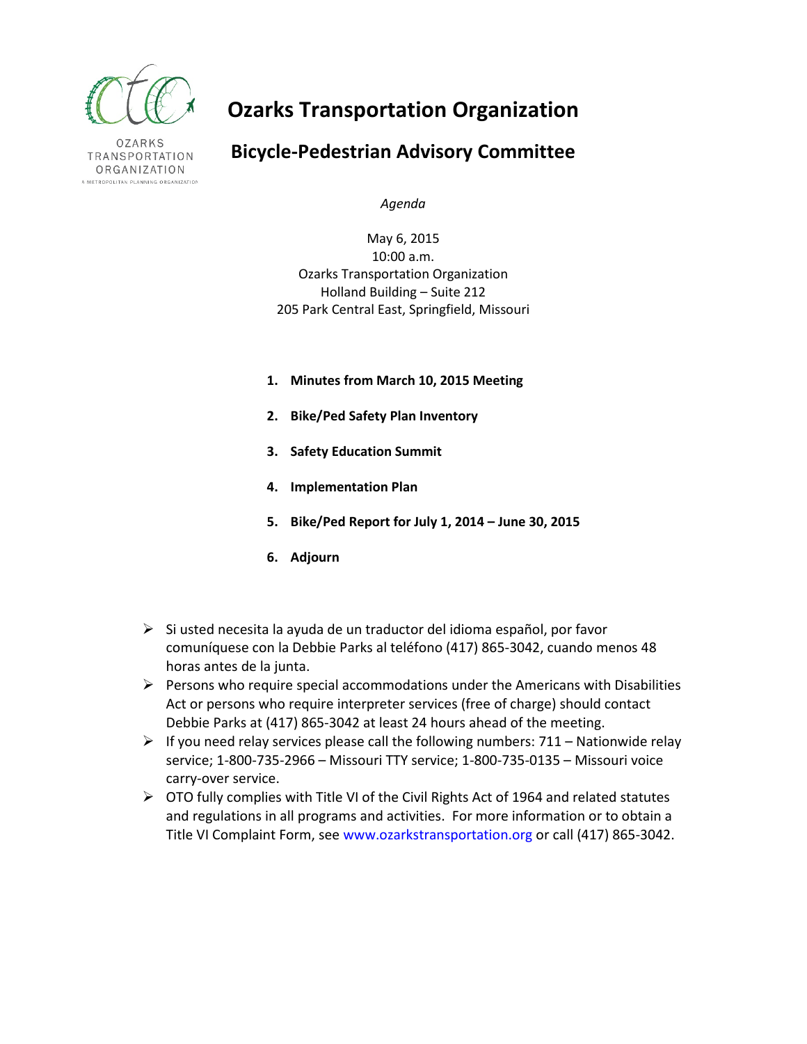OZARKS TRANSPORTATION ORGANIZATION
A METROPOLITAN PLANNING ORGANIZATION

# Ozarks Transportation Organization

## Bicycle-Pedestrian Advisory Committee

*Agenda*

May 6, 2015
10:00 a.m.
Ozarks Transportation Organization
Holland Building – Suite 212
205 Park Central East, Springfield, Missouri

1. **Minutes from March 10, 2015 Meeting**
2. **Bike/Ped Safety Plan Inventory**
3. **Safety Education Summit**
4. **Implementation Plan**
5. **Bike/Ped Report for July 1, 2014 – June 30, 2015**
6. **Adjourn**

- Si usted necesita la ayuda de un traductor del idioma español, por favor comuníquese con la Debbie Parks al teléfono (417) 865-3042, cuando menos 48 horas antes de la junta.
- Persons who require special accommodations under the Americans with Disabilities Act or persons who require interpreter services (free of charge) should contact Debbie Parks at (417) 865-3042 at least 24 hours ahead of the meeting.
- If you need relay services please call the following numbers: 711 – Nationwide relay service; 1-800-735-2966 – Missouri TTY service; 1-800-735-0135 – Missouri voice carry-over service.
- OTO fully complies with Title VI of the Civil Rights Act of 1964 and related statutes and regulations in all programs and activities. For more information or to obtain a Title VI Complaint Form, see www.ozarkstransportation.org or call (417) 865-3042.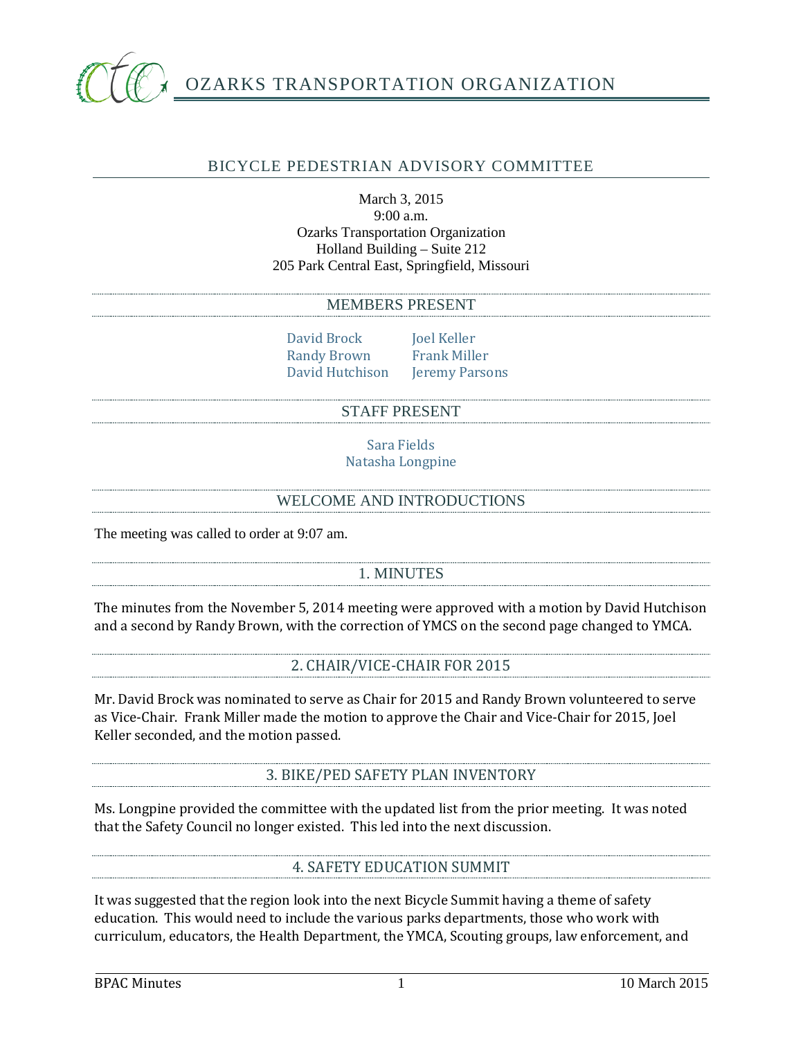# OZARKS TRANSPORTATION ORGANIZATION

## BICYCLE PEDESTRIAN ADVISORY COMMITTEE

March 3, 2015
9:00 a.m.
Ozarks Transportation Organization
Holland Building – Suite 212
205 Park Central East, Springfield, Missouri

### MEMBERS PRESENT

David Brock
Randy Brown
David Hutchison
Joel Keller
Frank Miller
Jeremy Parsons

### STAFF PRESENT

Sara Fields
Natasha Longpine

### WELCOME AND INTRODUCTIONS

The meeting was called to order at 9:07 am.

### 1. MINUTES

The minutes from the November 5, 2014 meeting were approved with a motion by David Hutchison and a second by Randy Brown, with the correction of YMCS on the second page changed to YMCA.

### 2. CHAIR/VICE-CHAIR FOR 2015

Mr. David Brock was nominated to serve as Chair for 2015 and Randy Brown volunteered to serve as Vice-Chair. Frank Miller made the motion to approve the Chair and Vice-Chair for 2015, Joel Keller seconded, and the motion passed.

### 3. BIKE/PED SAFETY PLAN INVENTORY

Ms. Longpine provided the committee with the updated list from the prior meeting. It was noted that the Safety Council no longer existed. This led into the next discussion.

### 4. SAFETY EDUCATION SUMMIT

It was suggested that the region look into the next Bicycle Summit having a theme of safety education. This would need to include the various parks departments, those who work with curriculum, educators, the Health Department, the YMCA, Scouting groups, law enforcement, and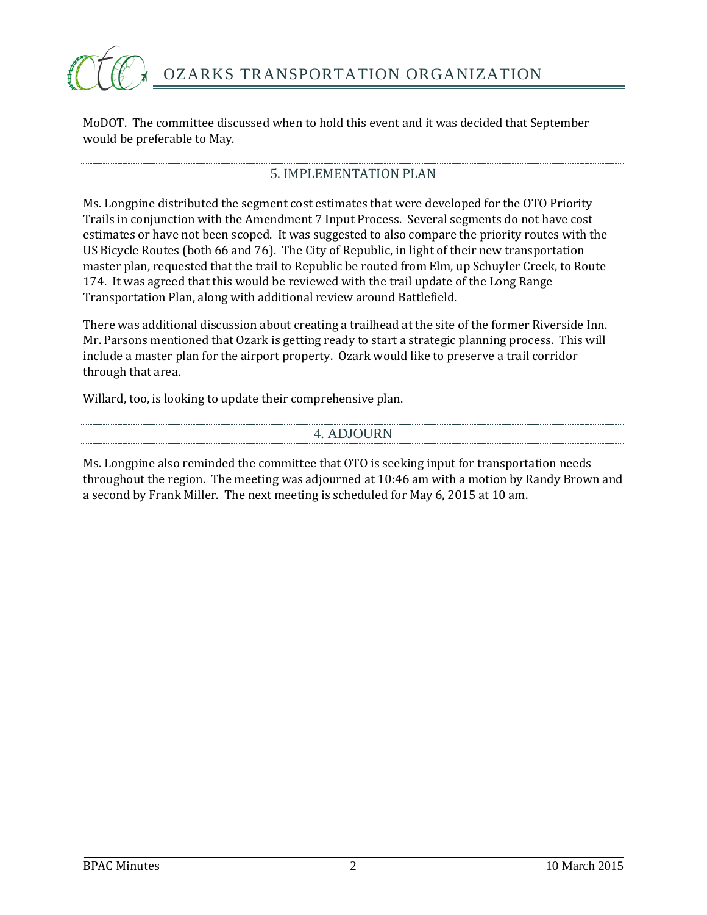MoDOT. The committee discussed when to hold this event and it was decided that September would be preferable to May.

## 5. IMPLEMENTATION PLAN

Ms. Longpine distributed the segment cost estimates that were developed for the OTO Priority Trails in conjunction with the Amendment 7 Input Process. Several segments do not have cost estimates or have not been scoped. It was suggested to also compare the priority routes with the US Bicycle Routes (both 66 and 76). The City of Republic, in light of their new transportation master plan, requested that the trail to Republic be routed from Elm, up Schuyler Creek, to Route 174. It was agreed that this would be reviewed with the trail update of the Long Range Transportation Plan, along with additional review around Battlefield.

There was additional discussion about creating a trailhead at the site of the former Riverside Inn. Mr. Parsons mentioned that Ozark is getting ready to start a strategic planning process. This will include a master plan for the airport property. Ozark would like to preserve a trail corridor through that area.

Willard, too, is looking to update their comprehensive plan.

## 4. ADJOURN

Ms. Longpine also reminded the committee that OTO is seeking input for transportation needs throughout the region. The meeting was adjourned at 10:46 am with a motion by Randy Brown and a second by Frank Miller. The next meeting is scheduled for May 6, 2015 at 10 am.